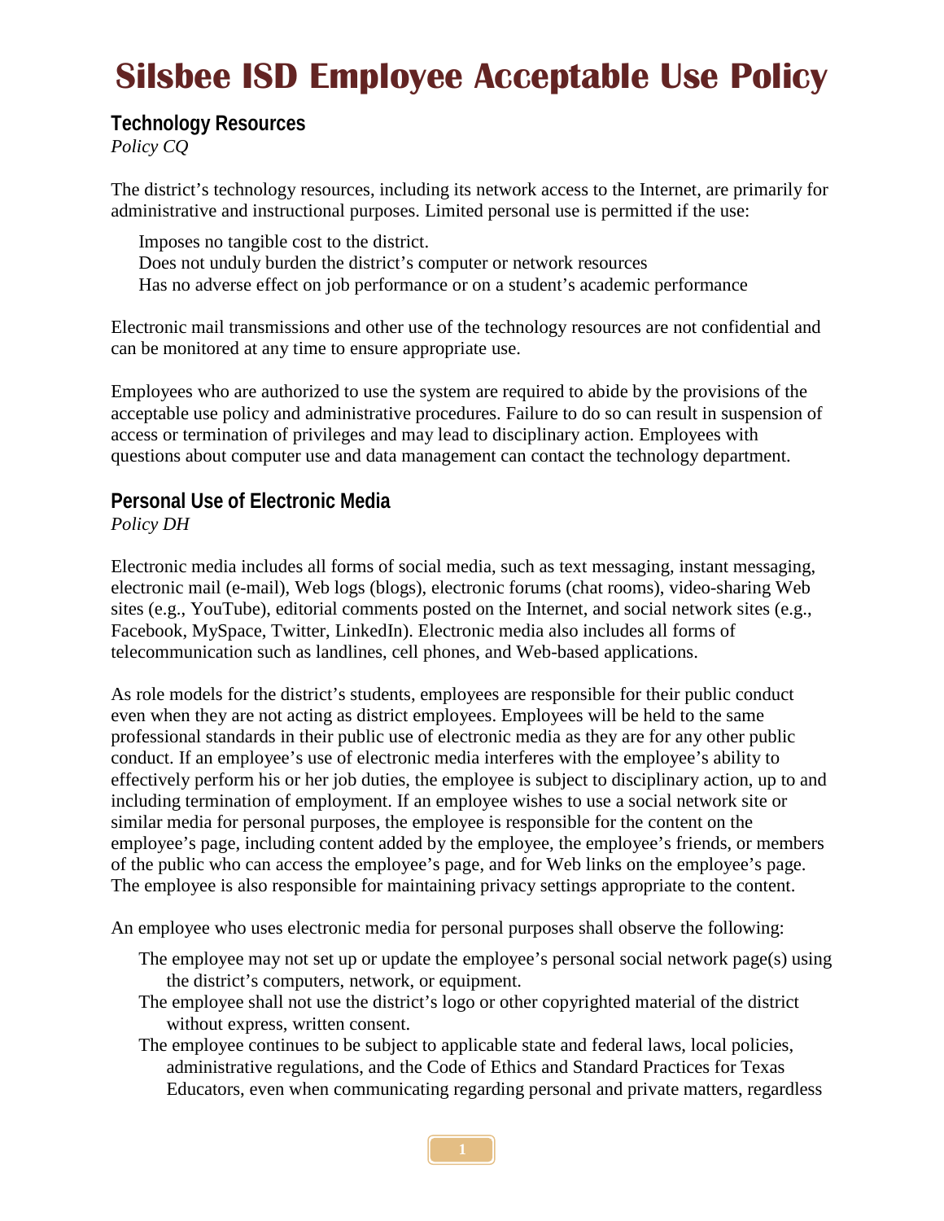# Silsbee ISD Employee Acceptable Use Policy

## Technology Resources

*Policy CQ*

The district's technology resources, including its network access to the Internet, are primarily for administrative and instructional purposes. Limited personal use is permitted if the use:

- Imposes no tangible cost to the district.
- Does not unduly burden the district's computer or network resources
- Has no adverse effect on job performance or on a student's academic performance

Electronic mail transmissions and other use of the technology resources are not confidential and can be monitored at any time to ensure appropriate use.

Employees who are authorized to use the system are required to abide by the provisions of the acceptable use policy and administrative procedures. Failure to do so can result in suspension of access or termination of privileges and may lead to disciplinary action. Employees with questions about computer use and data management can contact the technology department.

## Personal Use of Electronic Media

*Policy DH*

Electronic media includes all forms of social media, such as text messaging, instant messaging, electronic mail (e-mail), Web logs (blogs), electronic forums (chat rooms), video-sharing Web sites (e.g., YouTube), editorial comments posted on the Internet, and social network sites (e.g., Facebook, MySpace, Twitter, LinkedIn). Electronic media also includes all forms of telecommunication such as landlines, cell phones, and Web-based applications.

As role models for the district's students, employees are responsible for their public conduct even when they are not acting as district employees. Employees will be held to the same professional standards in their public use of electronic media as they are for any other public conduct. If an employee's use of electronic media interferes with the employee's ability to effectively perform his or her job duties, the employee is subject to disciplinary action, up to and including termination of employment. If an employee wishes to use a social network site or similar media for personal purposes, the employee is responsible for the content on the employee's page, including content added by the employee, the employee's friends, or members of the public who can access the employee's page, and for Web links on the employee's page. The employee is also responsible for maintaining privacy settings appropriate to the content.

An employee who uses electronic media for personal purposes shall observe the following:

- The employee may not set up or update the employee's personal social network page(s) using the district's computers, network, or equipment.
- The employee shall not use the district's logo or other copyrighted material of the district without express, written consent.
- The employee continues to be subject to applicable state and federal laws, local policies, administrative regulations, and the Code of Ethics and Standard Practices for Texas Educators, even when communicating regarding personal and private matters, regardless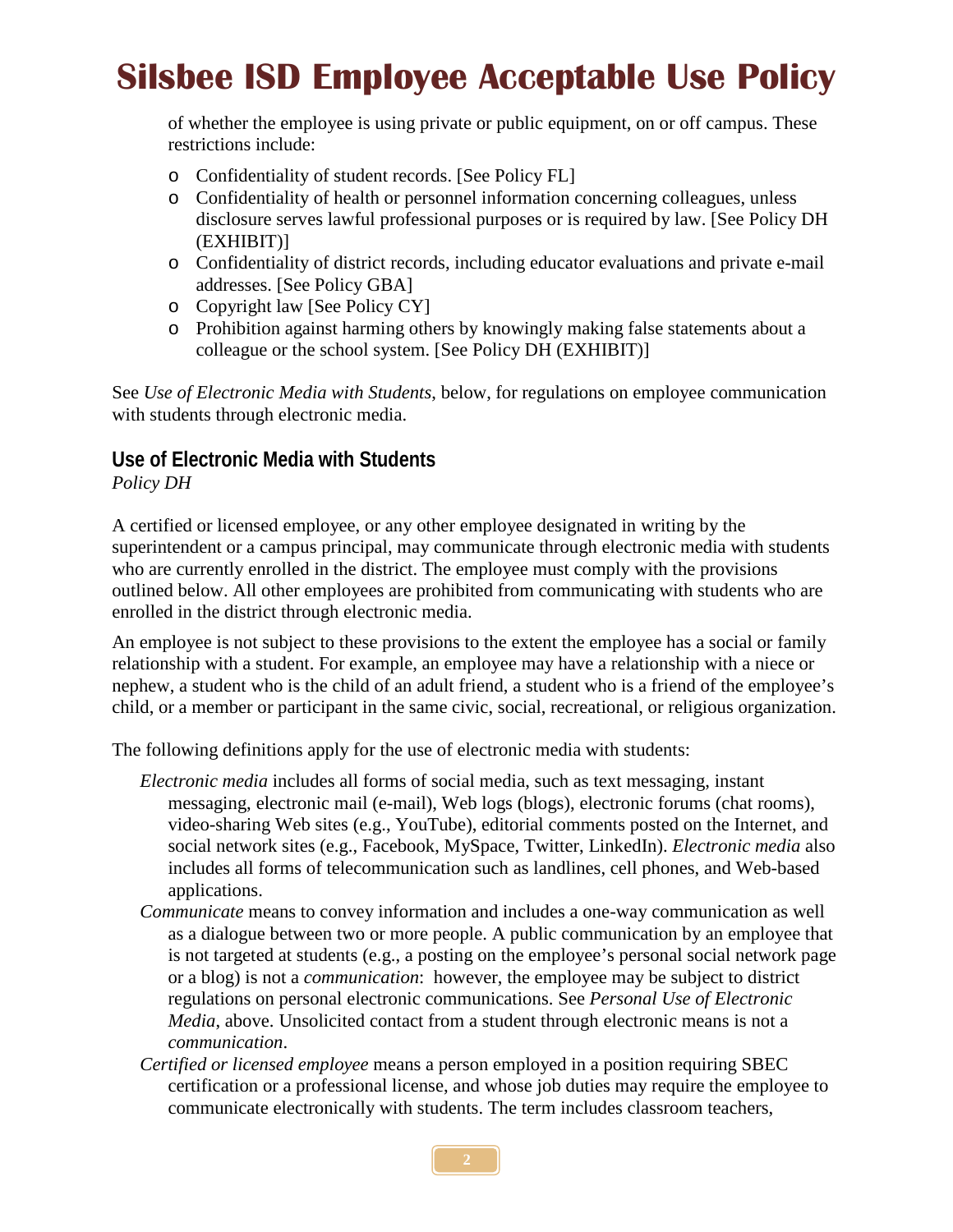of whether the employee is using private or public equipment, on or off campus. These restrictions include:

- Confidentiality of student records. [See Policy FL]
- Confidentiality of health or personnel information concerning colleagues, unless disclosure serves lawful professional purposes or is required by law. [See Policy DH (EXHIBIT)]
- Confidentiality of district records, including educator evaluations and private e-mail addresses. [See Policy GBA]
- Copyright law [See Policy CY]
- Prohibition against harming others by knowingly making false statements about a colleague or the school system. [See Policy DH (EXHIBIT)]

See *Use of Electronic Media with Students*, below, for regulations on employee communication with students through electronic media.

## Use of Electronic Media with Students

*Policy DH*

A certified or licensed employee, or any other employee designated in writing by the superintendent or a campus principal, may communicate through electronic media with students who are currently enrolled in the district. The employee must comply with the provisions outlined below. All other employees are prohibited from communicating with students who are enrolled in the district through electronic media.

An employee is not subject to these provisions to the extent the employee has a social or family relationship with a student. For example, an employee may have a relationship with a niece or nephew, a student who is the child of an adult friend, a student who is a friend of the employee's child, or a member or participant in the same civic, social, recreational, or religious organization.

The following definitions apply for the use of electronic media with students:

*Electronic media* includes all forms of social media, such as text messaging, instant messaging, electronic mail (e-mail), Web logs (blogs), electronic forums (chat rooms), video-sharing Web sites (e.g., YouTube), editorial comments posted on the Internet, and social network sites (e.g., Facebook, MySpace, Twitter, LinkedIn). *Electronic media* also includes all forms of telecommunication such as landlines, cell phones, and Web-based applications.

*Communicate* means to convey information and includes a one-way communication as well as a dialogue between two or more people. A public communication by an employee that is not targeted at students (e.g., a posting on the employee's personal social network page or a blog) is not a *communication*: however, the employee may be subject to district regulations on personal electronic communications. See *Personal Use of Electronic Media*, above. Unsolicited contact from a student through electronic means is not a *communication*.

*Certified or licensed employee* means a person employed in a position requiring SBEC certification or a professional license, and whose job duties may require the employee to communicate electronically with students. The term includes classroom teachers,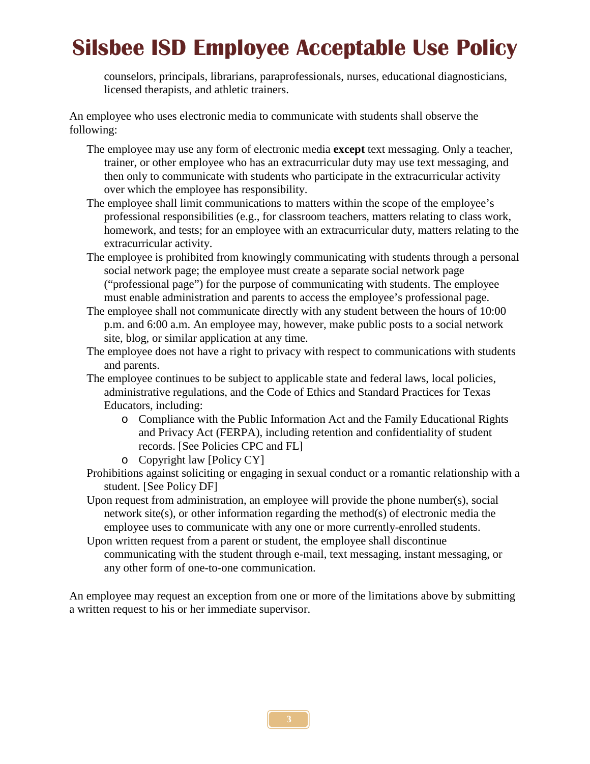counselors, principals, librarians, paraprofessionals, nurses, educational diagnosticians, licensed therapists, and athletic trainers.

An employee who uses electronic media to communicate with students shall observe the following:

- The employee may use any form of electronic media **except** text messaging. Only a teacher, trainer, or other employee who has an extracurricular duty may use text messaging, and then only to communicate with students who participate in the extracurricular activity over which the employee has responsibility.
- The employee shall limit communications to matters within the scope of the employee's professional responsibilities (e.g., for classroom teachers, matters relating to class work, homework, and tests; for an employee with an extracurricular duty, matters relating to the extracurricular activity.
- The employee is prohibited from knowingly communicating with students through a personal social network page; the employee must create a separate social network page ("professional page") for the purpose of communicating with students. The employee must enable administration and parents to access the employee's professional page.
- The employee shall not communicate directly with any student between the hours of 10:00 p.m. and 6:00 a.m. An employee may, however, make public posts to a social network site, blog, or similar application at any time.
- The employee does not have a right to privacy with respect to communications with students and parents.
- The employee continues to be subject to applicable state and federal laws, local policies, administrative regulations, and the Code of Ethics and Standard Practices for Texas Educators, including:
  - Compliance with the Public Information Act and the Family Educational Rights and Privacy Act (FERPA), including retention and confidentiality of student records. [See Policies CPC and FL]
  - Copyright law [Policy CY]
- Prohibitions against soliciting or engaging in sexual conduct or a romantic relationship with a student. [See Policy DF]
- Upon request from administration, an employee will provide the phone number(s), social network site(s), or other information regarding the method(s) of electronic media the employee uses to communicate with any one or more currently-enrolled students.
- Upon written request from a parent or student, the employee shall discontinue communicating with the student through e-mail, text messaging, instant messaging, or any other form of one-to-one communication.

An employee may request an exception from one or more of the limitations above by submitting a written request to his or her immediate supervisor.